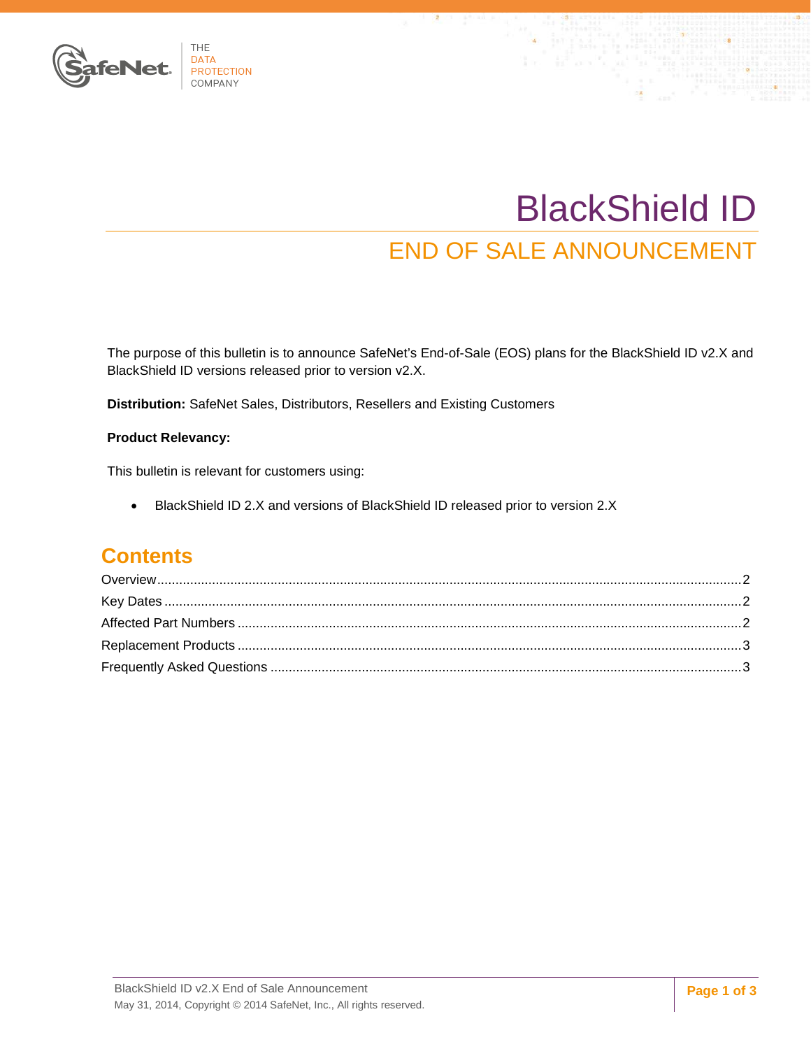# BlackShield ID

## END OF SALE ANNOUNCEMENT

The purpose of this bulletin is to announce SafeNet's End-of-Sale (EOS) plans for the BlackShield ID v2.X and BlackShield ID versions released prior to version v2.X.

**Distribution:** SafeNet Sales, Distributors, Resellers and Existing Customers

**Product Relevancy:**

This bulletin is relevant for customers using:

- BlackShield ID 2.X and versions of BlackShield ID released prior to version 2.X

## Contents

Overview........................................................................................................2
Key Dates........................................................................................................2
Affected Part Numbers........................................................................................2
Replacement Products........................................................................................3
Frequently Asked Questions..................................................................................3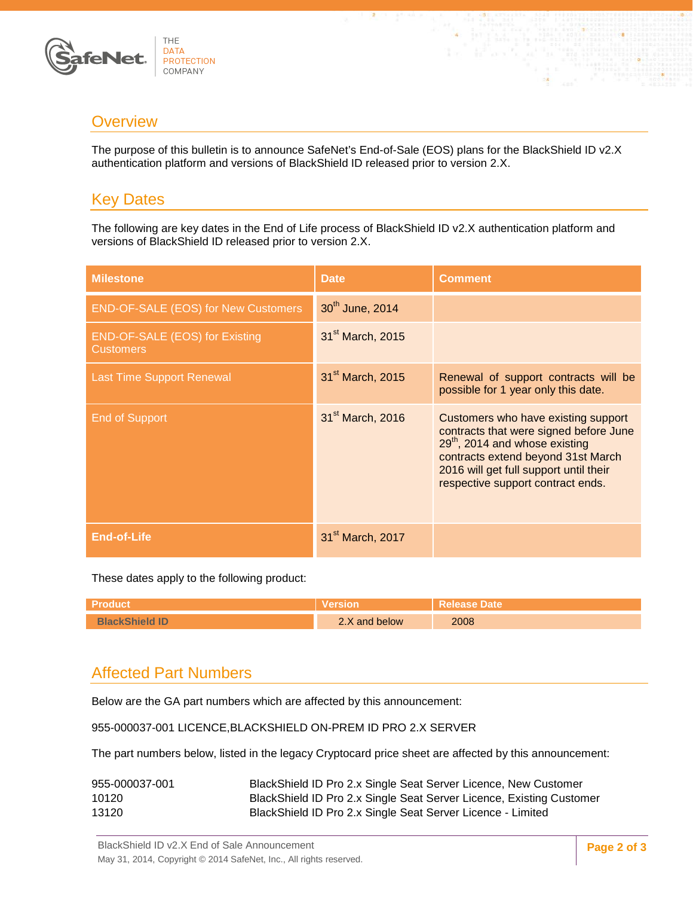## Overview

The purpose of this bulletin is to announce SafeNet's End-of-Sale (EOS) plans for the BlackShield ID v2.X authentication platform and versions of BlackShield ID released prior to version 2.X.

## Key Dates

The following are key dates in the End of Life process of BlackShield ID v2.X authentication platform and versions of BlackShield ID released prior to version 2.X.

| Milestone | Date | Comment |
|---|---|---|
| END-OF-SALE (EOS) for New Customers | 30th June, 2014 | |
| END-OF-SALE (EOS) for Existing Customers | 31st March, 2015 | |
| Last Time Support Renewal | 31st March, 2015 | Renewal of support contracts will be possible for 1 year only this date. |
| End of Support | 31st March, 2016 | Customers who have existing support contracts that were signed before June 29th, 2014 and whose existing contracts extend beyond 31st March 2016 will get full support until their respective support contract ends. |
| **End-of-Life** | 31st March, 2017 | |

These dates apply to the following product:

| Product | Version | Release Date |
|---|---|---|
| **BlackShield ID** | 2.X and below | 2008 |

## Affected Part Numbers

Below are the GA part numbers which are affected by this announcement:

955-000037-001 LICENCE,BLACKSHIELD ON-PREM ID PRO 2.X SERVER

The part numbers below, listed in the legacy Cryptocard price sheet are affected by this announcement:

| | |
|---|---|
| 955-000037-001 | BlackShield ID Pro 2.x Single Seat Server Licence, New Customer |
| 10120 | BlackShield ID Pro 2.x Single Seat Server Licence, Existing Customer |
| 13120 | BlackShield ID Pro 2.x Single Seat Server Licence - Limited |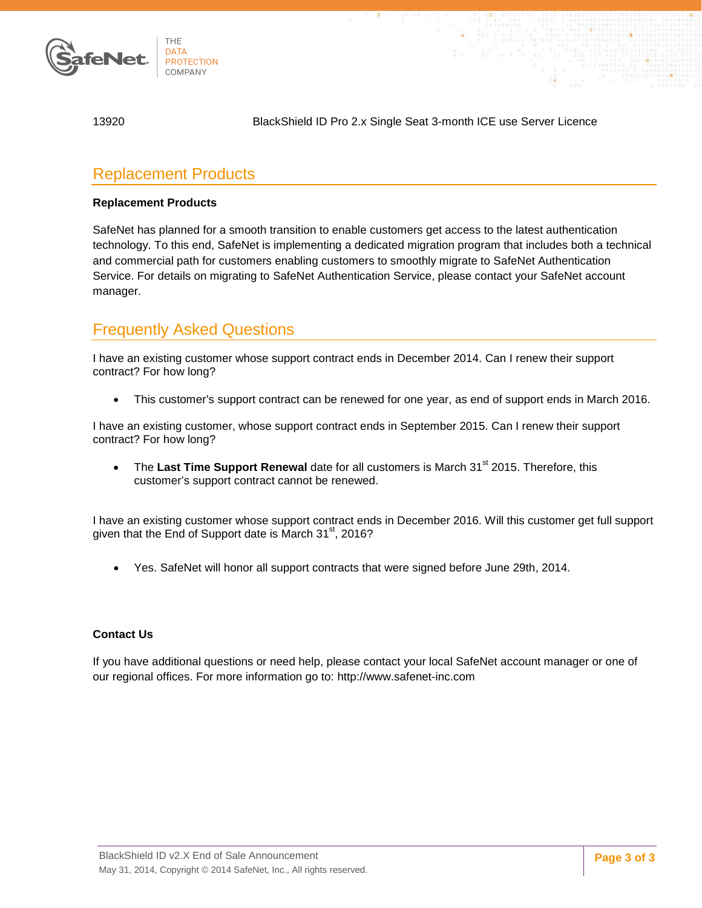| | |
|---|---|
| 13920 | BlackShield ID Pro 2.x Single Seat 3-month ICE use Server Licence |

## Replacement Products

**Replacement Products**

SafeNet has planned for a smooth transition to enable customers get access to the latest authentication technology. To this end, SafeNet is implementing a dedicated migration program that includes both a technical and commercial path for customers enabling customers to smoothly migrate to SafeNet Authentication Service. For details on migrating to SafeNet Authentication Service, please contact your SafeNet account manager.

## Frequently Asked Questions

I have an existing customer whose support contract ends in December 2014. Can I renew their support contract? For how long?

- This customer's support contract can be renewed for one year, as end of support ends in March 2016.

I have an existing customer, whose support contract ends in September 2015. Can I renew their support contract? For how long?

- The **Last Time Support Renewal** date for all customers is March 31st 2015. Therefore, this customer's support contract cannot be renewed.

I have an existing customer whose support contract ends in December 2016. Will this customer get full support given that the End of Support date is March 31st, 2016?

- Yes. SafeNet will honor all support contracts that were signed before June 29th, 2014.

**Contact Us**

If you have additional questions or need help, please contact your local SafeNet account manager or one of our regional offices. For more information go to: http://www.safenet-inc.com